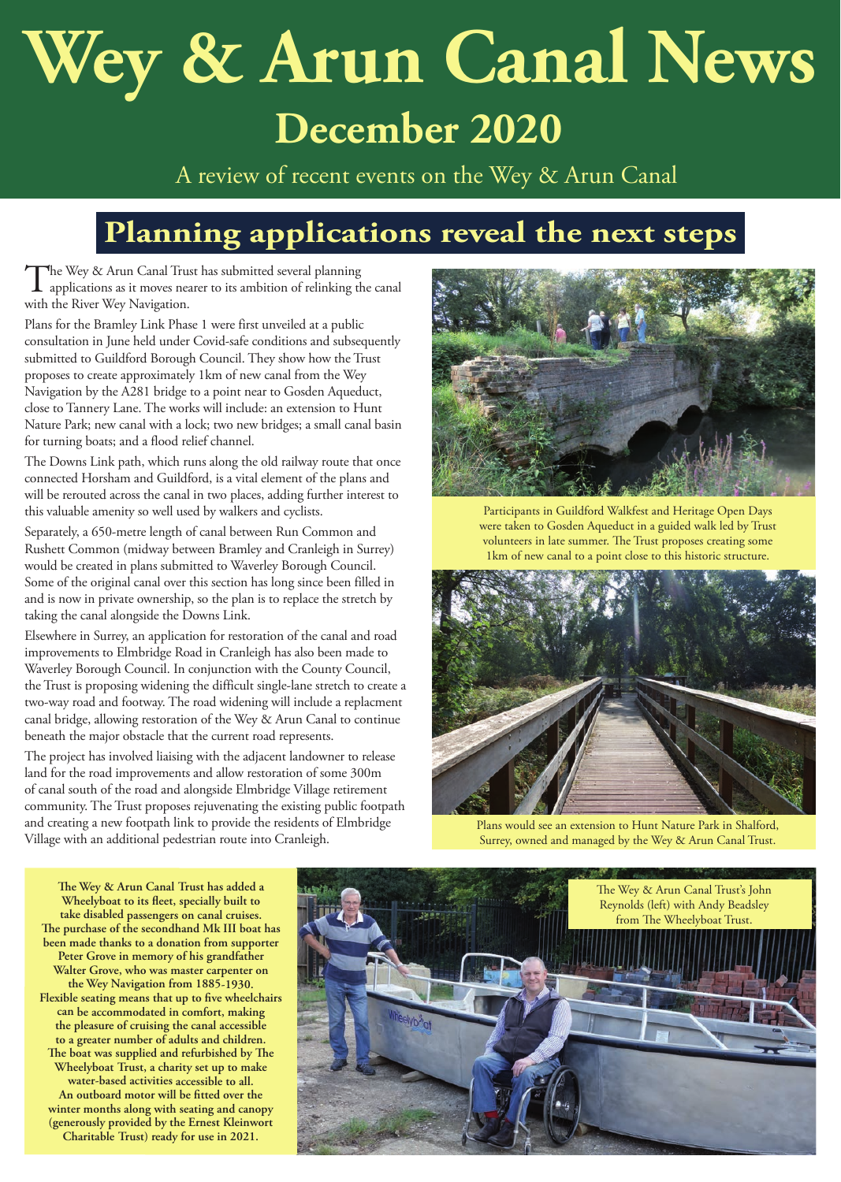# Wey & Arun Canal News

## December 2020

A review of recent events on the Wey & Arun Canal

## Planning applications reveal the next steps

The Wey & Arun Canal Trust has submitted several planning applications as it moves nearer to its ambition of relinking the canal with the River Wey Navigation.

Plans for the Bramley Link Phase 1 were first unveiled at a public consultation in June held under Covid-safe conditions and subsequently submitted to Guildford Borough Council. They show how the Trust proposes to create approximately 1km of new canal from the Wey Navigation by the A281 bridge to a point near to Gosden Aqueduct, close to Tannery Lane. The works will include: an extension to Hunt Nature Park; new canal with a lock; two new bridges; a small canal basin for turning boats; and a flood relief channel.

The Downs Link path, which runs along the old railway route that once connected Horsham and Guildford, is a vital element of the plans and will be rerouted across the canal in two places, adding further interest to this valuable amenity so well used by walkers and cyclists.

Separately, a 650-metre length of canal between Run Common and Rushett Common (midway between Bramley and Cranleigh in Surrey) would be created in plans submitted to Waverley Borough Council. Some of the original canal over this section has long since been filled in and is now in private ownership, so the plan is to replace the stretch by taking the canal alongside the Downs Link.

Elsewhere in Surrey, an application for restoration of the canal and road improvements to Elmbridge Road in Cranleigh has also been made to Waverley Borough Council. In conjunction with the County Council, the Trust is proposing widening the difficult single-lane stretch to create a two-way road and footway. The road widening will include a replacment canal bridge, allowing restoration of the Wey & Arun Canal to continue beneath the major obstacle that the current road represents.

The project has involved liaising with the adjacent landowner to release land for the road improvements and allow restoration of some 300m of canal south of the road and alongside Elmbridge Village retirement community. The Trust proposes rejuvenating the existing public footpath and creating a new footpath link to provide the residents of Elmbridge Village with an additional pedestrian route into Cranleigh.

Participants in Guildford Walkfest and Heritage Open Days were taken to Gosden Aqueduct in a guided walk led by Trust volunteers in late summer. The Trust proposes creating some 1km of new canal to a point close to this historic structure.

Plans would see an extension to Hunt Nature Park in Shalford, Surrey, owned and managed by the Wey & Arun Canal Trust.

**The Wey & Arun Canal Trust has added a Wheelyboat to its fleet, specially built to take disabled passengers on canal cruises. The purchase of the secondhand Mk III boat has been made thanks to a donation from supporter Peter Grove in memory of his grandfather Walter Grove, who was master carpenter on the Wey Navigation from 1885-1930. Flexible seating means that up to five wheelchairs can be accommodated in comfort, making the pleasure of cruising the canal accessible to a greater number of adults and children. The boat was supplied and refurbished by The Wheelyboat Trust, a charity set up to make water-based activities accessible to all. An outboard motor will be fitted over the winter months along with seating and canopy (generously provided by the Ernest Kleinwort Charitable Trust) ready for use in 2021.**

The Wey & Arun Canal Trust's John Reynolds (left) with Andy Beadsley from The Wheelyboat Trust.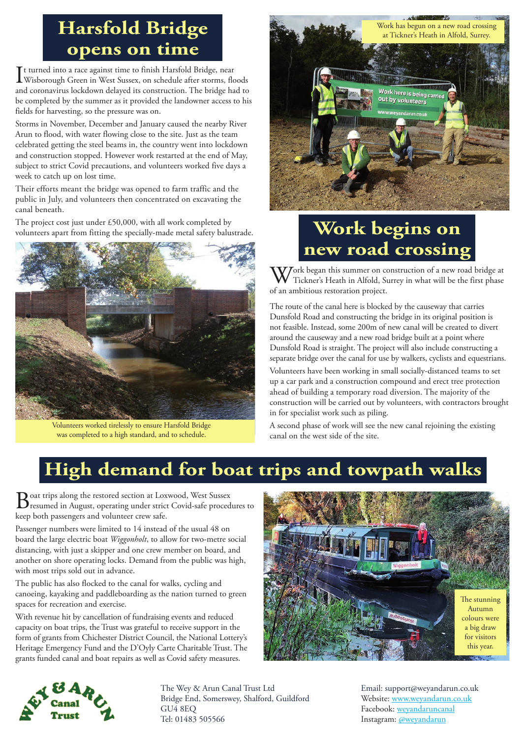# Harsfold Bridge opens on time

It turned into a race against time to finish Harsfold Bridge, near Wisborough Green in West Sussex, on schedule after storms, floods and coronavirus lockdown delayed its construction. The bridge had to be completed by the summer as it provided the landowner access to his fields for harvesting, so the pressure was on.

Storms in November, December and January caused the nearby River Arun to flood, with water flowing close to the site. Just as the team celebrated getting the steel beams in, the country went into lockdown and construction stopped. However work restarted at the end of May, subject to strict Covid precautions, and volunteers worked five days a week to catch up on lost time.

Their efforts meant the bridge was opened to farm traffic and the public in July, and volunteers then concentrated on excavating the canal beneath.

The project cost just under £50,000, with all work completed by volunteers apart from fitting the specially-made metal safety balustrade.

Volunteers worked tirelessly to ensure Harsfold Bridge was completed to a high standard, and to schedule.

Work has begun on a new road crossing at Tickner's Heath in Alfold, Surrey.

# Work begins on new road crossing

Work began this summer on construction of a new road bridge at Tickner's Heath in Alfold, Surrey in what will be the first phase of an ambitious restoration project.

The route of the canal here is blocked by the causeway that carries Dunsfold Road and constructing the bridge in its original position is not feasible. Instead, some 200m of new canal will be created to divert around the causeway and a new road bridge built at a point where Dunsfold Road is straight. The project will also include constructing a separate bridge over the canal for use by walkers, cyclists and equestrians.

Volunteers have been working in small socially-distanced teams to set up a car park and a construction compound and erect tree protection ahead of building a temporary road diversion. The majority of the construction will be carried out by volunteers, with contractors brought in for specialist work such as piling.

A second phase of work will see the new canal rejoining the existing canal on the west side of the site.

# High demand for boat trips and towpath walks

Boat trips along the restored section at Loxwood, West Sussex resumed in August, operating under strict Covid-safe procedures to keep both passengers and volunteer crew safe.

Passenger numbers were limited to 14 instead of the usual 48 on board the large electric boat *Wiggonholt*, to allow for two-metre social distancing, with just a skipper and one crew member on board, and another on shore operating locks. Demand from the public was high, with most trips sold out in advance.

The public has also flocked to the canal for walks, cycling and canoeing, kayaking and paddleboarding as the nation turned to green spaces for recreation and exercise.

With revenue hit by cancellation of fundraising events and reduced capacity on boat trips, the Trust was grateful to receive support in the form of grants from Chichester District Council, the National Lottery's Heritage Emergency Fund and the D'Oyly Carte Charitable Trust. The grants funded canal and boat repairs as well as Covid safety measures.

The stunning Autumn colours were a big draw for visitors this year.

The Wey & Arun Canal Trust Ltd
Bridge End, Somersway, Shalford, Guildford
GU4 8EQ
Tel: 01483 505566

Email: support@weyandarun.co.uk
Website: www.weyandarun.co.uk
Facebook: weyandaruncanal
Instagram: @weyandarun